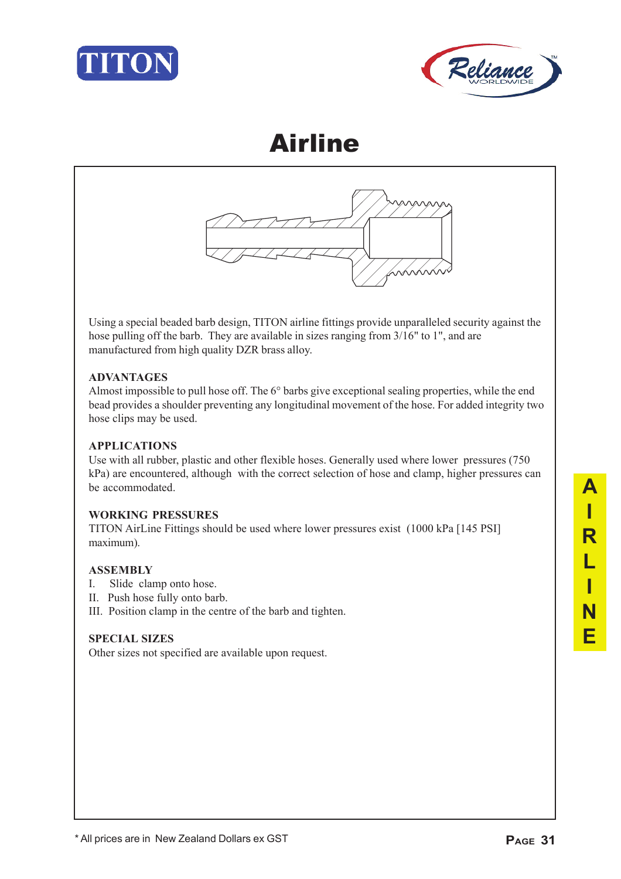# Airline

Using a special beaded barb design, TITON airline fittings provide unparalleled security against the hose pulling off the barb. They are available in sizes ranging from 3/16" to 1", and are manufactured from high quality DZR brass alloy.

**ADVANTAGES**

Almost impossible to pull hose off. The 6° barbs give exceptional sealing properties, while the end bead provides a shoulder preventing any longitudinal movement of the hose. For added integrity two hose clips may be used.

**APPLICATIONS**

Use with all rubber, plastic and other flexible hoses. Generally used where lower pressures (750 kPa) are encountered, although with the correct selection of hose and clamp, higher pressures can be accommodated.

**WORKING PRESSURES**

TITON AirLine Fittings should be used where lower pressures exist (1000 kPa [145 PSI] maximum).

**ASSEMBLY**

I. Slide clamp onto hose.
II. Push hose fully onto barb.
III. Position clamp in the centre of the barb and tighten.

**SPECIAL SIZES**

Other sizes not specified are available upon request.

\* All prices are in New Zealand Dollars ex GST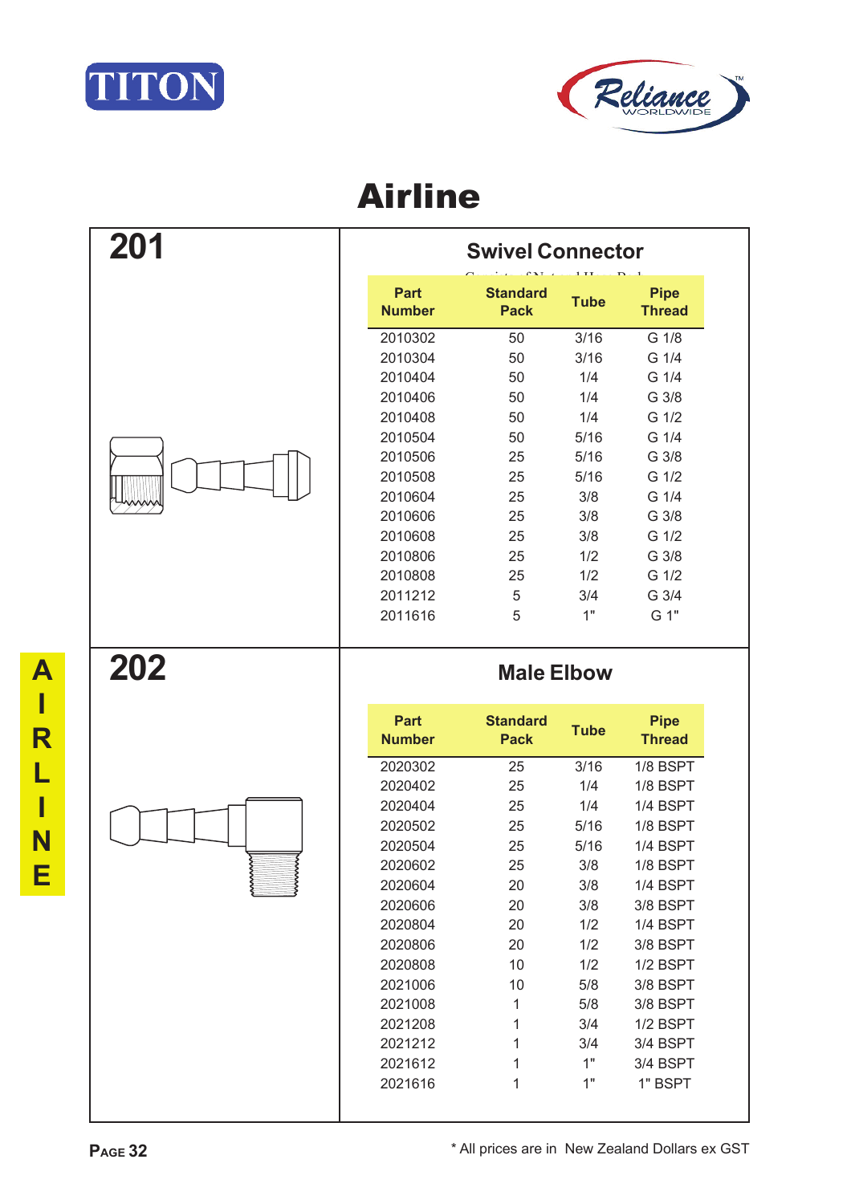# Airline

## 201

### Swivel Connector

| Part Number | Standard Pack | Tube | Pipe Thread |
|---|---|---|---|
| 2010302 | 50 | 3/16 | G 1/8 |
| 2010304 | 50 | 3/16 | G 1/4 |
| 2010404 | 50 | 1/4 | G 1/4 |
| 2010406 | 50 | 1/4 | G 3/8 |
| 2010408 | 50 | 1/4 | G 1/2 |
| 2010504 | 50 | 5/16 | G 1/4 |
| 2010506 | 25 | 5/16 | G 3/8 |
| 2010508 | 25 | 5/16 | G 1/2 |
| 2010604 | 25 | 3/8 | G 1/4 |
| 2010606 | 25 | 3/8 | G 3/8 |
| 2010608 | 25 | 3/8 | G 1/2 |
| 2010806 | 25 | 1/2 | G 3/8 |
| 2010808 | 25 | 1/2 | G 1/2 |
| 2011212 | 5 | 3/4 | G 3/4 |
| 2011616 | 5 | 1" | G 1" |

## 202

### Male Elbow

| Part Number | Standard Pack | Tube | Pipe Thread |
|---|---|---|---|
| 2020302 | 25 | 3/16 | 1/8 BSPT |
| 2020402 | 25 | 1/4 | 1/8 BSPT |
| 2020404 | 25 | 1/4 | 1/4 BSPT |
| 2020502 | 25 | 5/16 | 1/8 BSPT |
| 2020504 | 25 | 5/16 | 1/4 BSPT |
| 2020602 | 25 | 3/8 | 1/8 BSPT |
| 2020604 | 20 | 3/8 | 1/4 BSPT |
| 2020606 | 20 | 3/8 | 3/8 BSPT |
| 2020804 | 20 | 1/2 | 1/4 BSPT |
| 2020806 | 20 | 1/2 | 3/8 BSPT |
| 2020808 | 10 | 1/2 | 1/2 BSPT |
| 2021006 | 10 | 5/8 | 3/8 BSPT |
| 2021008 | 1 | 5/8 | 3/8 BSPT |
| 2021208 | 1 | 3/4 | 1/2 BSPT |
| 2021212 | 1 | 3/4 | 3/4 BSPT |
| 2021612 | 1 | 1" | 3/4 BSPT |
| 2021616 | 1 | 1" | 1" BSPT |

\* All prices are in New Zealand Dollars ex GST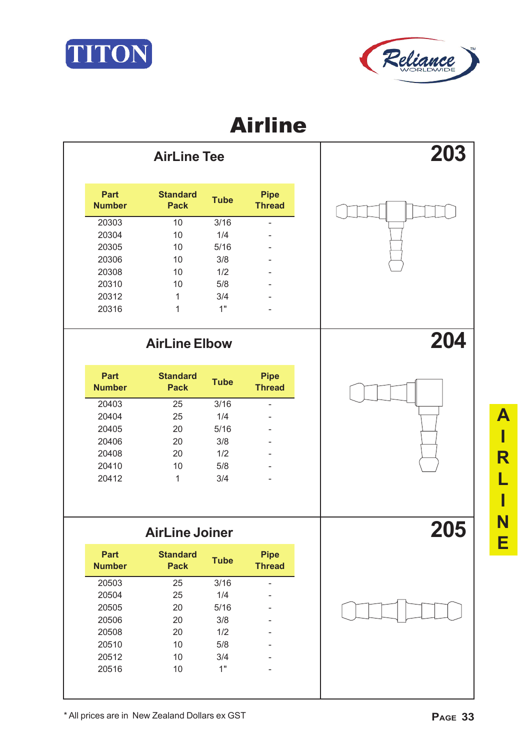# Airline

## AirLine Tee

**203**

| Part Number | Standard Pack | Tube | Pipe Thread |
|---|---|---|---|
| 20303 | 10 | 3/16 | - |
| 20304 | 10 | 1/4 | - |
| 20305 | 10 | 5/16 | - |
| 20306 | 10 | 3/8 | - |
| 20308 | 10 | 1/2 | - |
| 20310 | 10 | 5/8 | - |
| 20312 | 1 | 3/4 | - |
| 20316 | 1 | 1" | - |

## AirLine Elbow

**204**

| Part Number | Standard Pack | Tube | Pipe Thread |
|---|---|---|---|
| 20403 | 25 | 3/16 | - |
| 20404 | 25 | 1/4 | - |
| 20405 | 20 | 5/16 | - |
| 20406 | 20 | 3/8 | - |
| 20408 | 20 | 1/2 | - |
| 20410 | 10 | 5/8 | - |
| 20412 | 1 | 3/4 | - |

## AirLine Joiner

**205**

| Part Number | Standard Pack | Tube | Pipe Thread |
|---|---|---|---|
| 20503 | 25 | 3/16 | - |
| 20504 | 25 | 1/4 | - |
| 20505 | 20 | 5/16 | - |
| 20506 | 20 | 3/8 | - |
| 20508 | 20 | 1/2 | - |
| 20510 | 10 | 5/8 | - |
| 20512 | 10 | 3/4 | - |
| 20516 | 10 | 1" | - |

* All prices are in New Zealand Dollars ex GST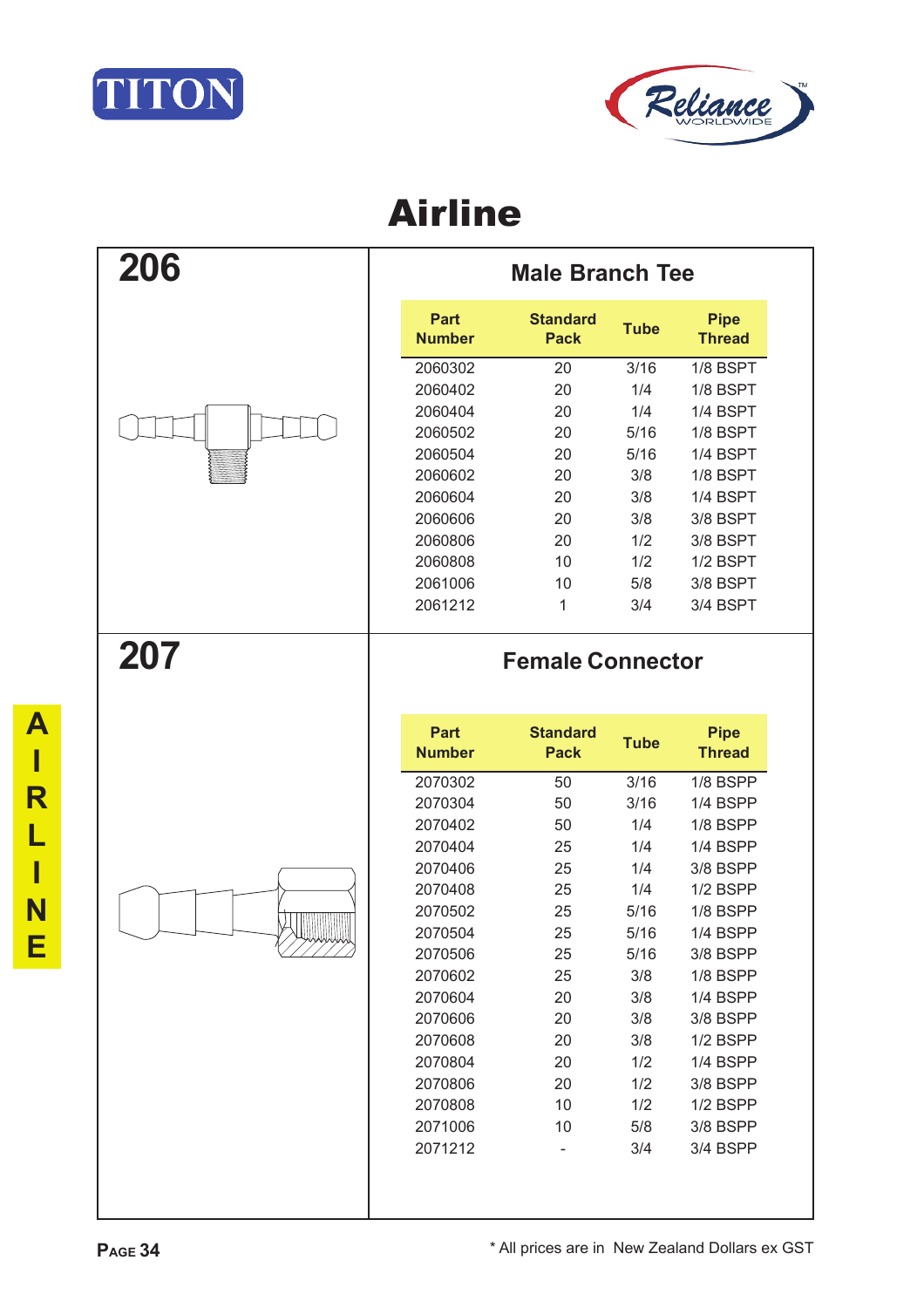# Airline

## 206

### Male Branch Tee

| Part Number | Standard Pack | Tube | Pipe Thread |
|---|---|---|---|
| 2060302 | 20 | 3/16 | 1/8 BSPT |
| 2060402 | 20 | 1/4 | 1/8 BSPT |
| 2060404 | 20 | 1/4 | 1/4 BSPT |
| 2060502 | 20 | 5/16 | 1/8 BSPT |
| 2060504 | 20 | 5/16 | 1/4 BSPT |
| 2060602 | 20 | 3/8 | 1/8 BSPT |
| 2060604 | 20 | 3/8 | 1/4 BSPT |
| 2060606 | 20 | 3/8 | 3/8 BSPT |
| 2060806 | 20 | 1/2 | 3/8 BSPT |
| 2060808 | 10 | 1/2 | 1/2 BSPT |
| 2061006 | 10 | 5/8 | 3/8 BSPT |
| 2061212 | 1 | 3/4 | 3/4 BSPT |

## 207

### Female Connector

| Part Number | Standard Pack | Tube | Pipe Thread |
|---|---|---|---|
| 2070302 | 50 | 3/16 | 1/8 BSPP |
| 2070304 | 50 | 3/16 | 1/4 BSPP |
| 2070402 | 50 | 1/4 | 1/8 BSPP |
| 2070404 | 25 | 1/4 | 1/4 BSPP |
| 2070406 | 25 | 1/4 | 3/8 BSPP |
| 2070408 | 25 | 1/4 | 1/2 BSPP |
| 2070502 | 25 | 5/16 | 1/8 BSPP |
| 2070504 | 25 | 5/16 | 1/4 BSPP |
| 2070506 | 25 | 5/16 | 3/8 BSPP |
| 2070602 | 25 | 3/8 | 1/8 BSPP |
| 2070604 | 20 | 3/8 | 1/4 BSPP |
| 2070606 | 20 | 3/8 | 3/8 BSPP |
| 2070608 | 20 | 3/8 | 1/2 BSPP |
| 2070804 | 20 | 1/2 | 1/4 BSPP |
| 2070806 | 20 | 1/2 | 3/8 BSPP |
| 2070808 | 10 | 1/2 | 1/2 BSPP |
| 2071006 | 10 | 5/8 | 3/8 BSPP |
| 2071212 | - | 3/4 | 3/4 BSPP |

* All prices are in New Zealand Dollars ex GST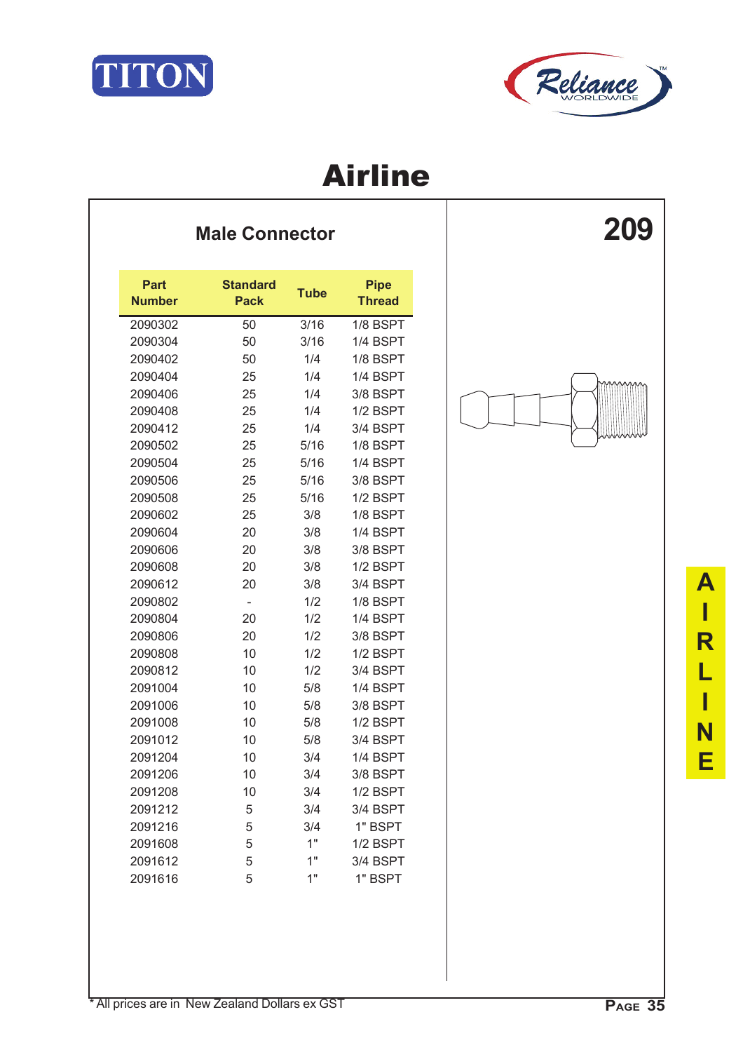# Airline

## Male Connector

**209**

| Part Number | Standard Pack | Tube | Pipe Thread |
|---|---|---|---|
| 2090302 | 50 | 3/16 | 1/8 BSPT |
| 2090304 | 50 | 3/16 | 1/4 BSPT |
| 2090402 | 50 | 1/4 | 1/8 BSPT |
| 2090404 | 25 | 1/4 | 1/4 BSPT |
| 2090406 | 25 | 1/4 | 3/8 BSPT |
| 2090408 | 25 | 1/4 | 1/2 BSPT |
| 2090412 | 25 | 1/4 | 3/4 BSPT |
| 2090502 | 25 | 5/16 | 1/8 BSPT |
| 2090504 | 25 | 5/16 | 1/4 BSPT |
| 2090506 | 25 | 5/16 | 3/8 BSPT |
| 2090508 | 25 | 5/16 | 1/2 BSPT |
| 2090602 | 25 | 3/8 | 1/8 BSPT |
| 2090604 | 20 | 3/8 | 1/4 BSPT |
| 2090606 | 20 | 3/8 | 3/8 BSPT |
| 2090608 | 20 | 3/8 | 1/2 BSPT |
| 2090612 | 20 | 3/8 | 3/4 BSPT |
| 2090802 | - | 1/2 | 1/8 BSPT |
| 2090804 | 20 | 1/2 | 1/4 BSPT |
| 2090806 | 20 | 1/2 | 3/8 BSPT |
| 2090808 | 10 | 1/2 | 1/2 BSPT |
| 2090812 | 10 | 1/2 | 3/4 BSPT |
| 2091004 | 10 | 5/8 | 1/4 BSPT |
| 2091006 | 10 | 5/8 | 3/8 BSPT |
| 2091008 | 10 | 5/8 | 1/2 BSPT |
| 2091012 | 10 | 5/8 | 3/4 BSPT |
| 2091204 | 10 | 3/4 | 1/4 BSPT |
| 2091206 | 10 | 3/4 | 3/8 BSPT |
| 2091208 | 10 | 3/4 | 1/2 BSPT |
| 2091212 | 5 | 3/4 | 3/4 BSPT |
| 2091216 | 5 | 3/4 | 1" BSPT |
| 2091608 | 5 | 1" | 1/2 BSPT |
| 2091612 | 5 | 1" | 3/4 BSPT |
| 2091616 | 5 | 1" | 1" BSPT |

\* All prices are in New Zealand Dollars ex GST